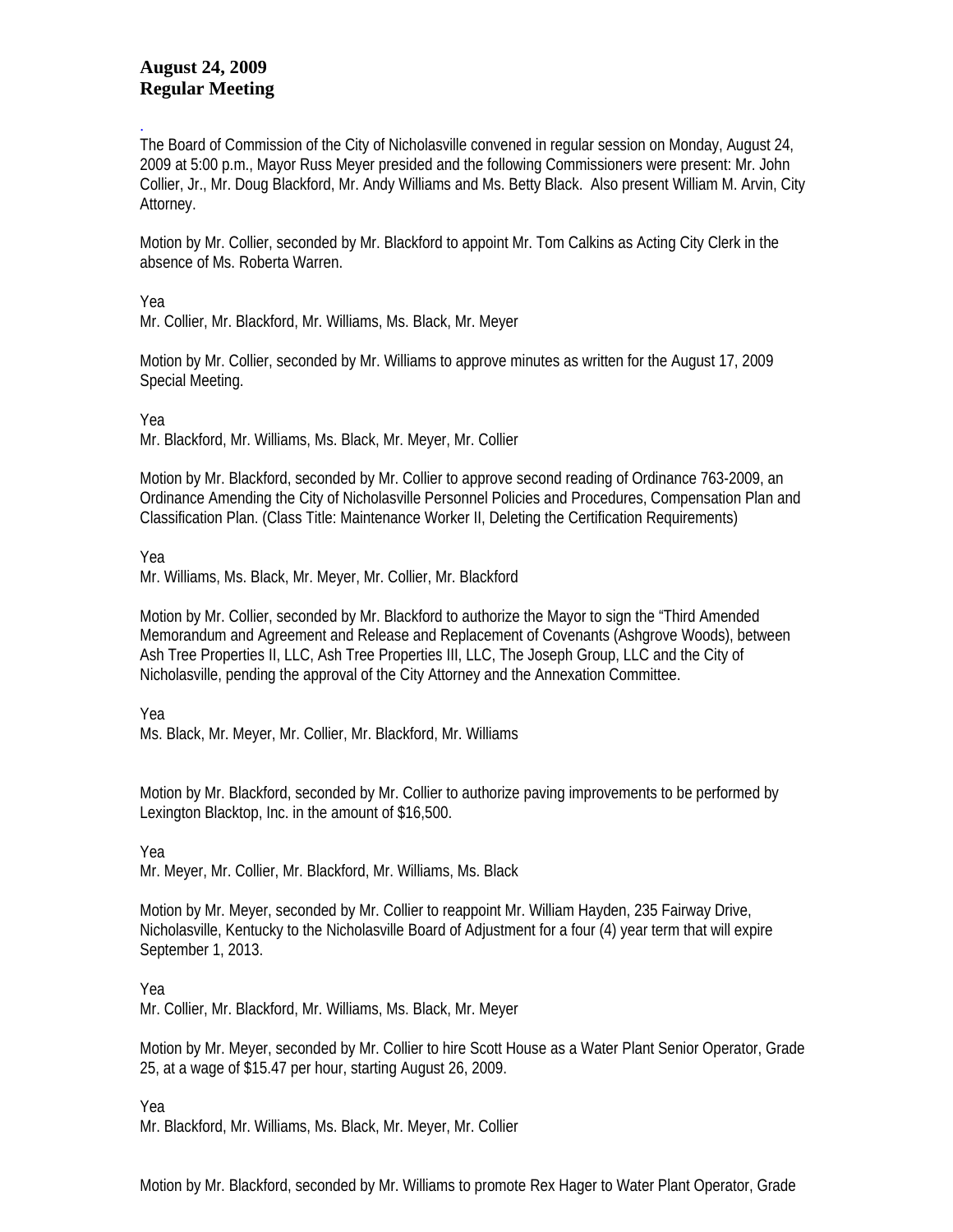**August 24, 2009**
**Regular Meeting**

.
The Board of Commission of the City of Nicholasville convened in regular session on Monday, August 24, 2009 at 5:00 p.m., Mayor Russ Meyer presided and the following Commissioners were present: Mr. John Collier, Jr., Mr. Doug Blackford, Mr. Andy Williams and Ms. Betty Black. Also present William M. Arvin, City Attorney.

Motion by Mr. Collier, seconded by Mr. Blackford to appoint Mr. Tom Calkins as Acting City Clerk in the absence of Ms. Roberta Warren.

Yea
Mr. Collier, Mr. Blackford, Mr. Williams, Ms. Black, Mr. Meyer

Motion by Mr. Collier, seconded by Mr. Williams to approve minutes as written for the August 17, 2009 Special Meeting.

Yea
Mr. Blackford, Mr. Williams, Ms. Black, Mr. Meyer, Mr. Collier

Motion by Mr. Blackford, seconded by Mr. Collier to approve second reading of Ordinance 763-2009, an Ordinance Amending the City of Nicholasville Personnel Policies and Procedures, Compensation Plan and Classification Plan. (Class Title: Maintenance Worker II, Deleting the Certification Requirements)

Yea
Mr. Williams, Ms. Black, Mr. Meyer, Mr. Collier, Mr. Blackford

Motion by Mr. Collier, seconded by Mr. Blackford to authorize the Mayor to sign the "Third Amended Memorandum and Agreement and Release and Replacement of Covenants (Ashgrove Woods), between Ash Tree Properties II, LLC, Ash Tree Properties III, LLC, The Joseph Group, LLC and the City of Nicholasville, pending the approval of the City Attorney and the Annexation Committee.

Yea
Ms. Black, Mr. Meyer, Mr. Collier, Mr. Blackford, Mr. Williams

Motion by Mr. Blackford, seconded by Mr. Collier to authorize paving improvements to be performed by Lexington Blacktop, Inc. in the amount of $16,500.

Yea
Mr. Meyer, Mr. Collier, Mr. Blackford, Mr. Williams, Ms. Black

Motion by Mr. Meyer, seconded by Mr. Collier to reappoint Mr. William Hayden, 235 Fairway Drive, Nicholasville, Kentucky to the Nicholasville Board of Adjustment for a four (4) year term that will expire September 1, 2013.

Yea
Mr. Collier, Mr. Blackford, Mr. Williams, Ms. Black, Mr. Meyer

Motion by Mr. Meyer, seconded by Mr. Collier to hire Scott House as a Water Plant Senior Operator, Grade 25, at a wage of $15.47 per hour, starting August 26, 2009.

Yea
Mr. Blackford, Mr. Williams, Ms. Black, Mr. Meyer, Mr. Collier

Motion by Mr. Blackford, seconded by Mr. Williams to promote Rex Hager to Water Plant Operator, Grade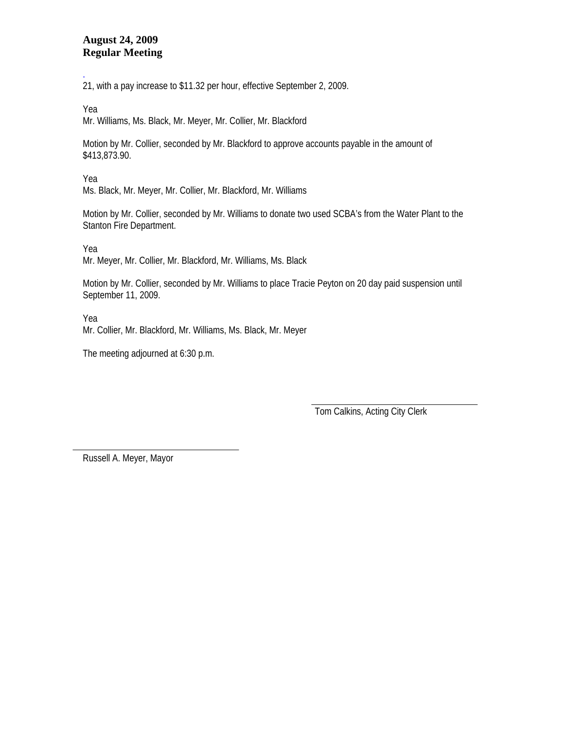**August 24, 2009**
**Regular Meeting**

.
21, with a pay increase to $11.32 per hour, effective September 2, 2009.

Yea
Mr. Williams, Ms. Black, Mr. Meyer, Mr. Collier, Mr. Blackford

Motion by Mr. Collier, seconded by Mr. Blackford to approve accounts payable in the amount of $413,873.90.

Yea
Ms. Black, Mr. Meyer, Mr. Collier, Mr. Blackford, Mr. Williams

Motion by Mr. Collier, seconded by Mr. Williams to donate two used SCBA's from the Water Plant to the Stanton Fire Department.

Yea
Mr. Meyer, Mr. Collier, Mr. Blackford, Mr. Williams, Ms. Black

Motion by Mr. Collier, seconded by Mr. Williams to place Tracie Peyton on 20 day paid suspension until September 11, 2009.

Yea
Mr. Collier, Mr. Blackford, Mr. Williams, Ms. Black, Mr. Meyer

The meeting adjourned at 6:30 p.m.

\_\_\_\_\_\_\_\_\_\_\_\_\_\_\_\_\_\_\_\_\_\_\_\_\_\_\_\_\_\_\_\_\_\_
Tom Calkins, Acting City Clerk

\_\_\_\_\_\_\_\_\_\_\_\_\_\_\_\_\_\_\_\_\_\_\_\_\_\_\_\_\_\_\_\_\_\_
Russell A. Meyer, Mayor